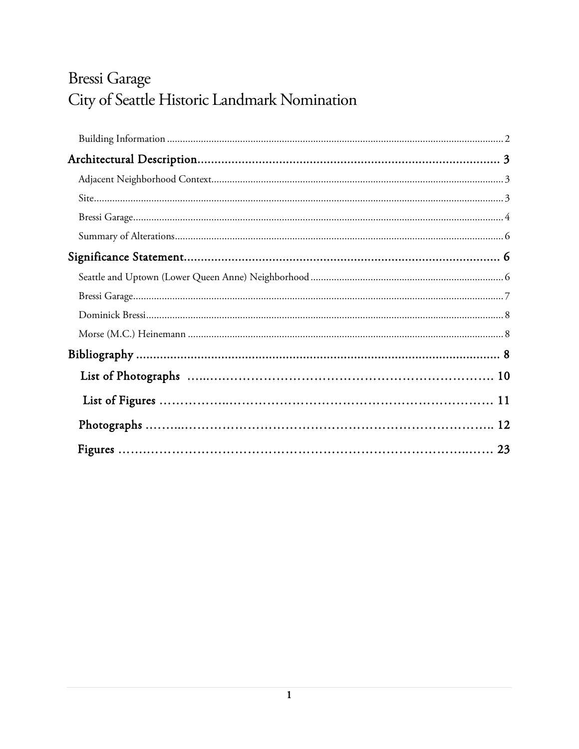# Bressi Garage
# City of Seattle Historic Landmark Nominationn

Building Information ........ 2

**Architectural Description** ........ 3

Adjacent Neighborhood Context ........ 3

Site ........ 3

Bressi Garage ........ 4

Summary of Alterations ........ 6

**Significance Statement** ........ 6

Seattle and Uptown (Lower Queen Anne) Neighborhood ........ 6

Bressi Garage ........ 7

Dominick Bressi ........ 8

Morse (M.C.) Heinemann ........ 8

**Bibliography** ........ 8

**List of Photographs** ........ 10

**List of Figures** ........ 11

**Photographs** ........ 12

**Figures** ........ 23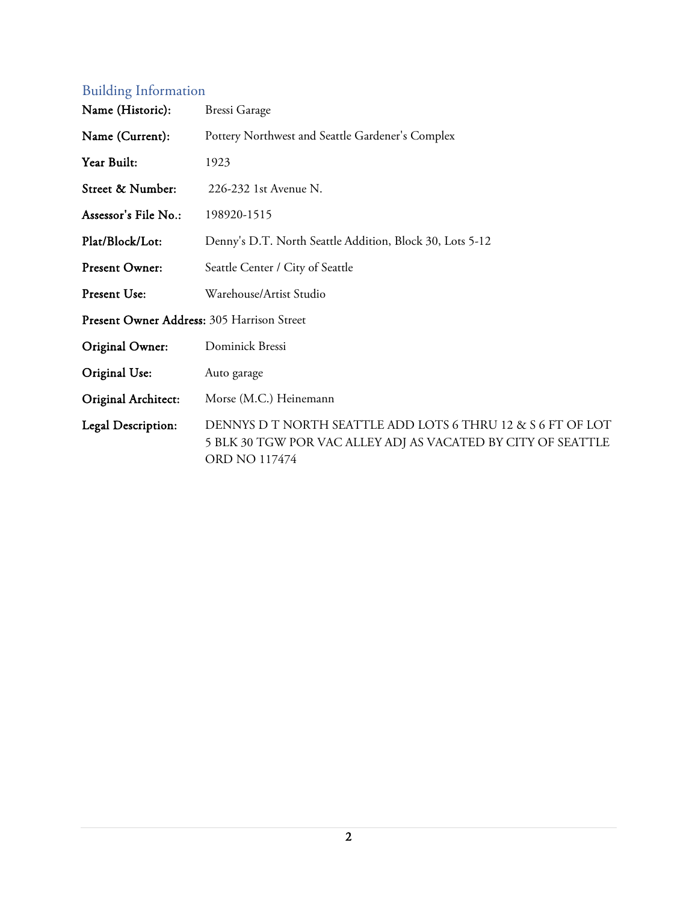## Building Information

**Name (Historic):** Bressi Garage

**Name (Current):** Pottery Northwest and Seattle Gardener's Complex

**Year Built:** 1923

**Street & Number:** 226-232 1st Avenue N.

**Assessor's File No.:** 198920-1515

**Plat/Block/Lot:** Denny's D.T. North Seattle Addition, Block 30, Lots 5-12

**Present Owner:** Seattle Center / City of Seattle

**Present Use:** Warehouse/Artist Studio

**Present Owner Address:** 305 Harrison Street

**Original Owner:** Dominick Bressi

**Original Use:** Auto garage

**Original Architect:** Morse (M.C.) Heinemann

**Legal Description:** DENNYS D T NORTH SEATTLE ADD LOTS 6 THRU 12 & S 6 FT OF LOT 5 BLK 30 TGW POR VAC ALLEY ADJ AS VACATED BY CITY OF SEATTLE ORD NO 117474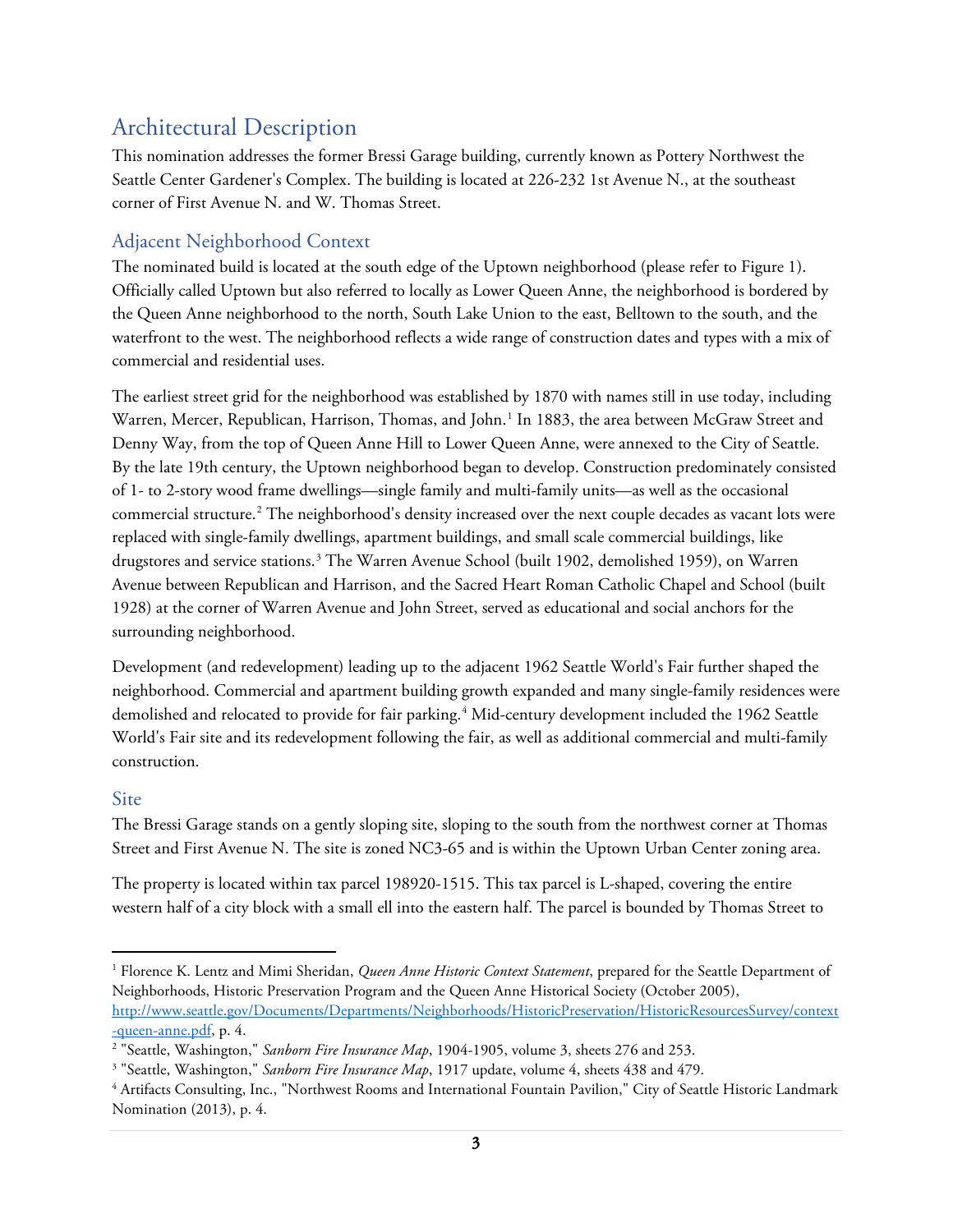# Architectural Description

This nomination addresses the former Bressi Garage building, currently known as Pottery Northwest the Seattle Center Gardener's Complex. The building is located at 226-232 1st Avenue N., at the southeast corner of First Avenue N. and W. Thomas Street.

## Adjacent Neighborhood Context

The nominated build is located at the south edge of the Uptown neighborhood (please refer to Figure 1). Officially called Uptown but also referred to locally as Lower Queen Anne, the neighborhood is bordered by the Queen Anne neighborhood to the north, South Lake Union to the east, Belltown to the south, and the waterfront to the west. The neighborhood reflects a wide range of construction dates and types with a mix of commercial and residential uses.

The earliest street grid for the neighborhood was established by 1870 with names still in use today, including Warren, Mercer, Republican, Harrison, Thomas, and John.[1] In 1883, the area between McGraw Street and Denny Way, from the top of Queen Anne Hill to Lower Queen Anne, were annexed to the City of Seattle. By the late 19th century, the Uptown neighborhood began to develop. Construction predominately consisted of 1- to 2-story wood frame dwellings—single family and multi-family units—as well as the occasional commercial structure.[2] The neighborhood's density increased over the next couple decades as vacant lots were replaced with single-family dwellings, apartment buildings, and small scale commercial buildings, like drugstores and service stations.[3] The Warren Avenue School (built 1902, demolished 1959), on Warren Avenue between Republican and Harrison, and the Sacred Heart Roman Catholic Chapel and School (built 1928) at the corner of Warren Avenue and John Street, served as educational and social anchors for the surrounding neighborhood.

Development (and redevelopment) leading up to the adjacent 1962 Seattle World's Fair further shaped the neighborhood. Commercial and apartment building growth expanded and many single-family residences were demolished and relocated to provide for fair parking.[4] Mid-century development included the 1962 Seattle World's Fair site and its redevelopment following the fair, as well as additional commercial and multi-family construction.

### Site

The Bressi Garage stands on a gently sloping site, sloping to the south from the northwest corner at Thomas Street and First Avenue N. The site is zoned NC3-65 and is within the Uptown Urban Center zoning area.

The property is located within tax parcel 198920-1515. This tax parcel is L-shaped, covering the entire western half of a city block with a small ell into the eastern half. The parcel is bounded by Thomas Street to

---

[1] Florence K. Lentz and Mimi Sheridan, *Queen Anne Historic Context Statement*, prepared for the Seattle Department of Neighborhoods, Historic Preservation Program and the Queen Anne Historical Society (October 2005), http://www.seattle.gov/Documents/Departments/Neighborhoods/HistoricPreservation/HistoricResourcesSurvey/context-queen-anne.pdf, p. 4.

[2] "Seattle, Washington," *Sanborn Fire Insurance Map*, 1904-1905, volume 3, sheets 276 and 253.

[3] "Seattle, Washington," *Sanborn Fire Insurance Map*, 1917 update, volume 4, sheets 438 and 479.

[4] Artifacts Consulting, Inc., "Northwest Rooms and International Fountain Pavilion," City of Seattle Historic Landmark Nomination (2013), p. 4.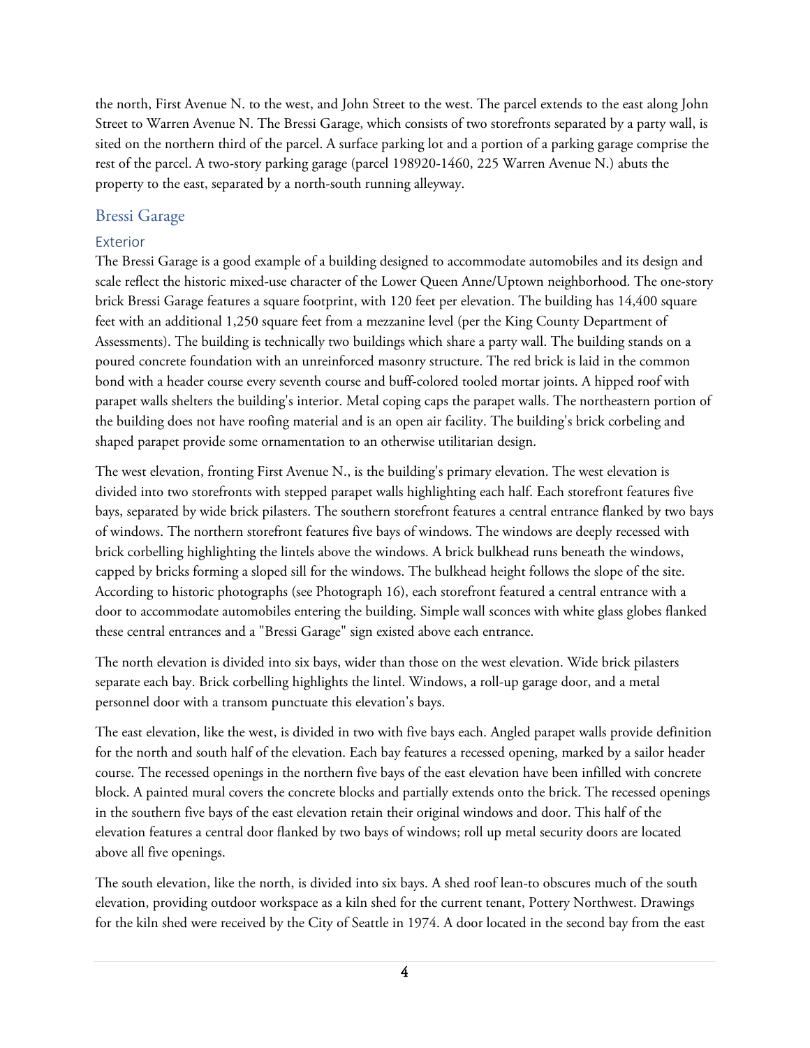the north, First Avenue N. to the west, and John Street to the west. The parcel extends to the east along John Street to Warren Avenue N. The Bressi Garage, which consists of two storefronts separated by a party wall, is sited on the northern third of the parcel. A surface parking lot and a portion of a parking garage comprise the rest of the parcel. A two-story parking garage (parcel 198920-1460, 225 Warren Avenue N.) abuts the property to the east, separated by a north-south running alleyway.

## Bressi Garage

### Exterior

The Bressi Garage is a good example of a building designed to accommodate automobiles and its design and scale reflect the historic mixed-use character of the Lower Queen Anne/Uptown neighborhood. The one-story brick Bressi Garage features a square footprint, with 120 feet per elevation. The building has 14,400 square feet with an additional 1,250 square feet from a mezzanine level (per the King County Department of Assessments). The building is technically two buildings which share a party wall. The building stands on a poured concrete foundation with an unreinforced masonry structure. The red brick is laid in the common bond with a header course every seventh course and buff-colored tooled mortar joints. A hipped roof with parapet walls shelters the building's interior. Metal coping caps the parapet walls. The northeastern portion of the building does not have roofing material and is an open air facility. The building's brick corbeling and shaped parapet provide some ornamentation to an otherwise utilitarian design.

The west elevation, fronting First Avenue N., is the building's primary elevation. The west elevation is divided into two storefronts with stepped parapet walls highlighting each half. Each storefront features five bays, separated by wide brick pilasters. The southern storefront features a central entrance flanked by two bays of windows. The northern storefront features five bays of windows. The windows are deeply recessed with brick corbelling highlighting the lintels above the windows. A brick bulkhead runs beneath the windows, capped by bricks forming a sloped sill for the windows. The bulkhead height follows the slope of the site. According to historic photographs (see Photograph 16), each storefront featured a central entrance with a door to accommodate automobiles entering the building. Simple wall sconces with white glass globes flanked these central entrances and a "Bressi Garage" sign existed above each entrance.

The north elevation is divided into six bays, wider than those on the west elevation. Wide brick pilasters separate each bay. Brick corbelling highlights the lintel. Windows, a roll-up garage door, and a metal personnel door with a transom punctuate this elevation's bays.

The east elevation, like the west, is divided in two with five bays each. Angled parapet walls provide definition for the north and south half of the elevation. Each bay features a recessed opening, marked by a sailor header course. The recessed openings in the northern five bays of the east elevation have been infilled with concrete block. A painted mural covers the concrete blocks and partially extends onto the brick. The recessed openings in the southern five bays of the east elevation retain their original windows and door. This half of the elevation features a central door flanked by two bays of windows; roll up metal security doors are located above all five openings.

The south elevation, like the north, is divided into six bays. A shed roof lean-to obscures much of the south elevation, providing outdoor workspace as a kiln shed for the current tenant, Pottery Northwest. Drawings for the kiln shed were received by the City of Seattle in 1974. A door located in the second bay from the east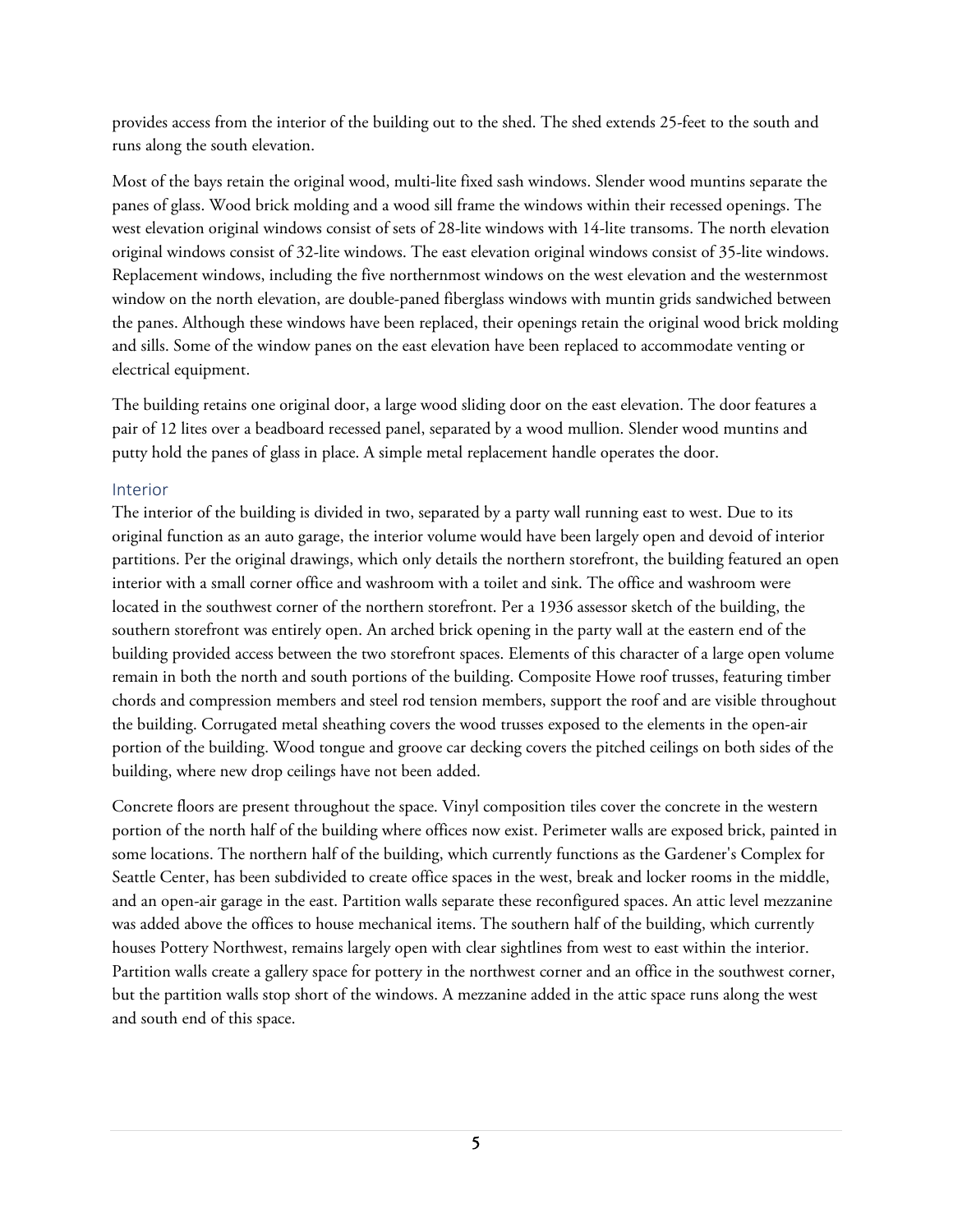provides access from the interior of the building out to the shed. The shed extends 25-feet to the south and runs along the south elevation.

Most of the bays retain the original wood, multi-lite fixed sash windows. Slender wood muntins separate the panes of glass. Wood brick molding and a wood sill frame the windows within their recessed openings. The west elevation original windows consist of sets of 28-lite windows with 14-lite transoms. The north elevation original windows consist of 32-lite windows. The east elevation original windows consist of 35-lite windows. Replacement windows, including the five northernmost windows on the west elevation and the westernmost window on the north elevation, are double-paned fiberglass windows with muntin grids sandwiched between the panes. Although these windows have been replaced, their openings retain the original wood brick molding and sills. Some of the window panes on the east elevation have been replaced to accommodate venting or electrical equipment.

The building retains one original door, a large wood sliding door on the east elevation. The door features a pair of 12 lites over a beadboard recessed panel, separated by a wood mullion. Slender wood muntins and putty hold the panes of glass in place. A simple metal replacement handle operates the door.

### Interior

The interior of the building is divided in two, separated by a party wall running east to west. Due to its original function as an auto garage, the interior volume would have been largely open and devoid of interior partitions. Per the original drawings, which only details the northern storefront, the building featured an open interior with a small corner office and washroom with a toilet and sink. The office and washroom were located in the southwest corner of the northern storefront. Per a 1936 assessor sketch of the building, the southern storefront was entirely open. An arched brick opening in the party wall at the eastern end of the building provided access between the two storefront spaces. Elements of this character of a large open volume remain in both the north and south portions of the building. Composite Howe roof trusses, featuring timber chords and compression members and steel rod tension members, support the roof and are visible throughout the building. Corrugated metal sheathing covers the wood trusses exposed to the elements in the open-air portion of the building. Wood tongue and groove car decking covers the pitched ceilings on both sides of the building, where new drop ceilings have not been added.

Concrete floors are present throughout the space. Vinyl composition tiles cover the concrete in the western portion of the north half of the building where offices now exist. Perimeter walls are exposed brick, painted in some locations. The northern half of the building, which currently functions as the Gardener's Complex for Seattle Center, has been subdivided to create office spaces in the west, break and locker rooms in the middle, and an open-air garage in the east. Partition walls separate these reconfigured spaces. An attic level mezzanine was added above the offices to house mechanical items. The southern half of the building, which currently houses Pottery Northwest, remains largely open with clear sightlines from west to east within the interior. Partition walls create a gallery space for pottery in the northwest corner and an office in the southwest corner, but the partition walls stop short of the windows. A mezzanine added in the attic space runs along the west and south end of this space.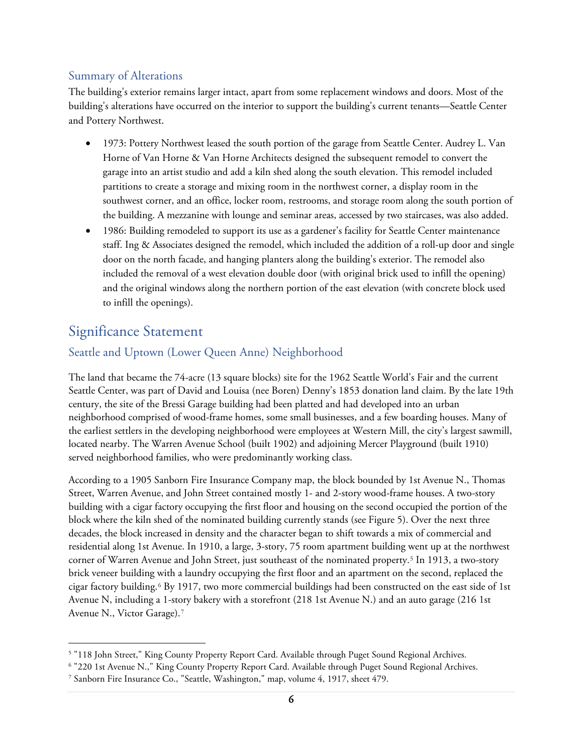### Summary of Alterations

The building's exterior remains larger intact, apart from some replacement windows and doors. Most of the building's alterations have occurred on the interior to support the building's current tenants—Seattle Center and Pottery Northwest.

- 1973: Pottery Northwest leased the south portion of the garage from Seattle Center. Audrey L. Van Horne of Van Horne & Van Horne Architects designed the subsequent remodel to convert the garage into an artist studio and add a kiln shed along the south elevation. This remodel included partitions to create a storage and mixing room in the northwest corner, a display room in the southwest corner, and an office, locker room, restrooms, and storage room along the south portion of the building. A mezzanine with lounge and seminar areas, accessed by two staircases, was also added.
- 1986: Building remodeled to support its use as a gardener's facility for Seattle Center maintenance staff. Ing & Associates designed the remodel, which included the addition of a roll-up door and single door on the north facade, and hanging planters along the building's exterior. The remodel also included the removal of a west elevation double door (with original brick used to infill the opening) and the original windows along the northern portion of the east elevation (with concrete block used to infill the openings).

## Significance Statement

### Seattle and Uptown (Lower Queen Anne) Neighborhood

The land that became the 74-acre (13 square blocks) site for the 1962 Seattle World's Fair and the current Seattle Center, was part of David and Louisa (nee Boren) Denny's 1853 donation land claim. By the late 19th century, the site of the Bressi Garage building had been platted and had developed into an urban neighborhood comprised of wood-frame homes, some small businesses, and a few boarding houses. Many of the earliest settlers in the developing neighborhood were employees at Western Mill, the city's largest sawmill, located nearby. The Warren Avenue School (built 1902) and adjoining Mercer Playground (built 1910) served neighborhood families, who were predominantly working class.

According to a 1905 Sanborn Fire Insurance Company map, the block bounded by 1st Avenue N., Thomas Street, Warren Avenue, and John Street contained mostly 1- and 2-story wood-frame houses. A two-story building with a cigar factory occupying the first floor and housing on the second occupied the portion of the block where the kiln shed of the nominated building currently stands (see Figure 5). Over the next three decades, the block increased in density and the character began to shift towards a mix of commercial and residential along 1st Avenue. In 1910, a large, 3-story, 75 room apartment building went up at the northwest corner of Warren Avenue and John Street, just southeast of the nominated property.[5] In 1913, a two-story brick veneer building with a laundry occupying the first floor and an apartment on the second, replaced the cigar factory building.[6] By 1917, two more commercial buildings had been constructed on the east side of 1st Avenue N, including a 1-story bakery with a storefront (218 1st Avenue N.) and an auto garage (216 1st Avenue N., Victor Garage).[7]

---

[5] "118 John Street," King County Property Report Card. Available through Puget Sound Regional Archives.

[6] "220 1st Avenue N.," King County Property Report Card. Available through Puget Sound Regional Archives.

[7] Sanborn Fire Insurance Co., "Seattle, Washington," map, volume 4, 1917, sheet 479.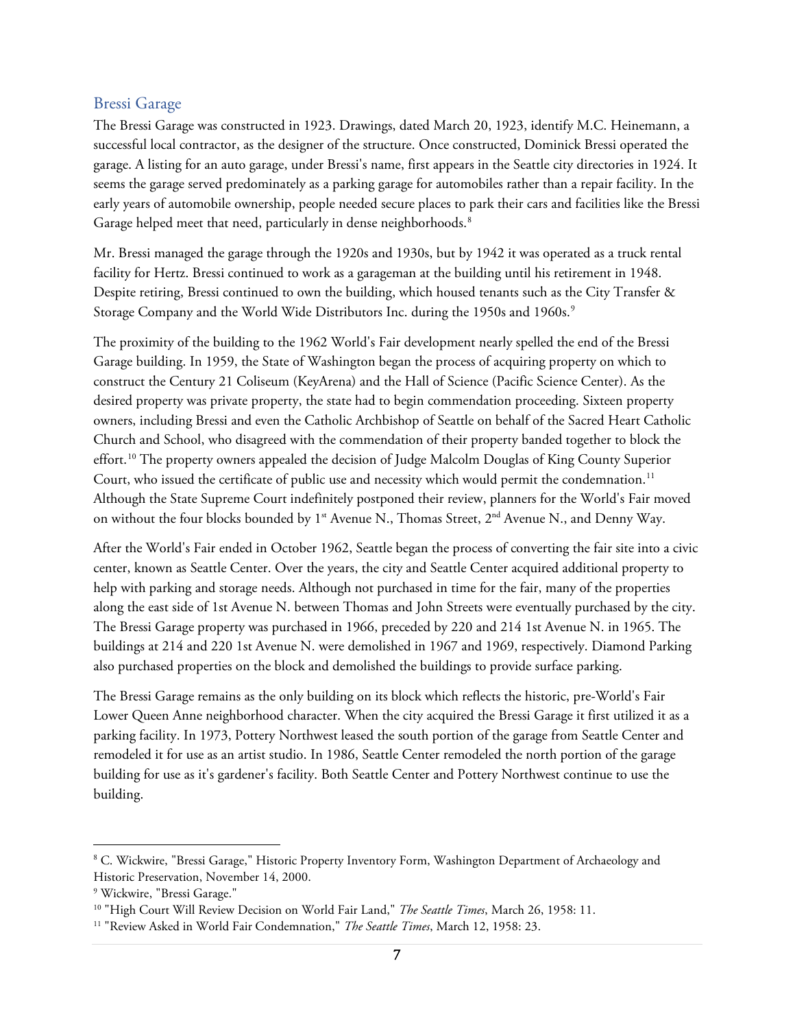## Bressi Garage

The Bressi Garage was constructed in 1923. Drawings, dated March 20, 1923, identify M.C. Heinemann, a successful local contractor, as the designer of the structure. Once constructed, Dominick Bressi operated the garage. A listing for an auto garage, under Bressi's name, first appears in the Seattle city directories in 1924. It seems the garage served predominately as a parking garage for automobiles rather than a repair facility. In the early years of automobile ownership, people needed secure places to park their cars and facilities like the Bressi Garage helped meet that need, particularly in dense neighborhoods.[8]

Mr. Bressi managed the garage through the 1920s and 1930s, but by 1942 it was operated as a truck rental facility for Hertz. Bressi continued to work as a garageman at the building until his retirement in 1948. Despite retiring, Bressi continued to own the building, which housed tenants such as the City Transfer & Storage Company and the World Wide Distributors Inc. during the 1950s and 1960s.[9]

The proximity of the building to the 1962 World's Fair development nearly spelled the end of the Bressi Garage building. In 1959, the State of Washington began the process of acquiring property on which to construct the Century 21 Coliseum (KeyArena) and the Hall of Science (Pacific Science Center). As the desired property was private property, the state had to begin commendation proceeding. Sixteen property owners, including Bressi and even the Catholic Archbishop of Seattle on behalf of the Sacred Heart Catholic Church and School, who disagreed with the commendation of their property banded together to block the effort.[10] The property owners appealed the decision of Judge Malcolm Douglas of King County Superior Court, who issued the certificate of public use and necessity which would permit the condemnation.[11] Although the State Supreme Court indefinitely postponed their review, planners for the World's Fair moved on without the four blocks bounded by 1st Avenue N., Thomas Street, 2nd Avenue N., and Denny Way.

After the World's Fair ended in October 1962, Seattle began the process of converting the fair site into a civic center, known as Seattle Center. Over the years, the city and Seattle Center acquired additional property to help with parking and storage needs. Although not purchased in time for the fair, many of the properties along the east side of 1st Avenue N. between Thomas and John Streets were eventually purchased by the city. The Bressi Garage property was purchased in 1966, preceded by 220 and 214 1st Avenue N. in 1965. The buildings at 214 and 220 1st Avenue N. were demolished in 1967 and 1969, respectively. Diamond Parking also purchased properties on the block and demolished the buildings to provide surface parking.

The Bressi Garage remains as the only building on its block which reflects the historic, pre-World's Fair Lower Queen Anne neighborhood character. When the city acquired the Bressi Garage it first utilized it as a parking facility. In 1973, Pottery Northwest leased the south portion of the garage from Seattle Center and remodeled it for use as an artist studio. In 1986, Seattle Center remodeled the north portion of the garage building for use as it's gardener's facility. Both Seattle Center and Pottery Northwest continue to use the building.

---

[8] C. Wickwire, "Bressi Garage," Historic Property Inventory Form, Washington Department of Archaeology and Historic Preservation, November 14, 2000.

[9] Wickwire, "Bressi Garage."

[10] "High Court Will Review Decision on World Fair Land," *The Seattle Times*, March 26, 1958: 11.

[11] "Review Asked in World Fair Condemnation," *The Seattle Times*, March 12, 1958: 23.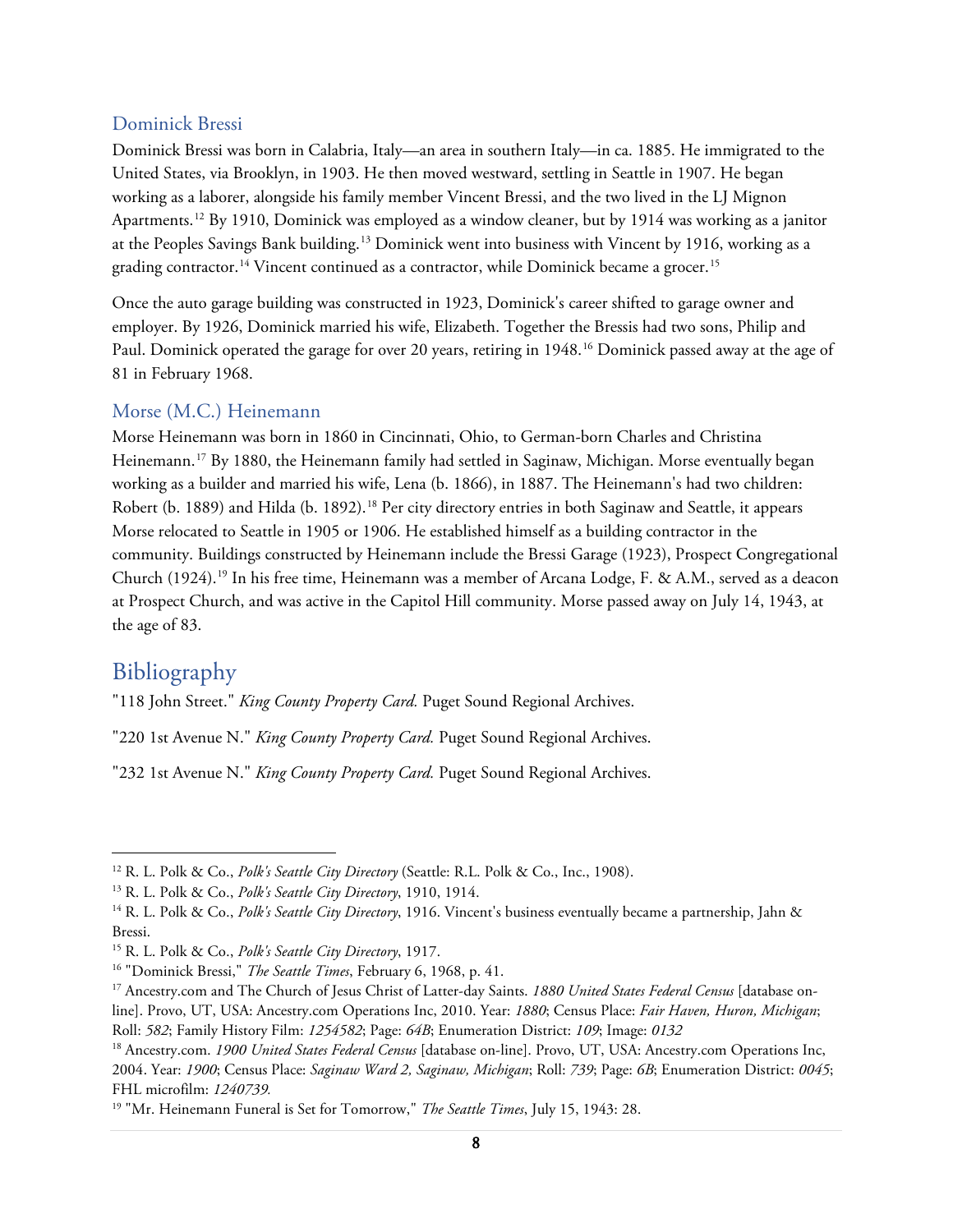### Dominick Bressi

Dominick Bressi was born in Calabria, Italy—an area in southern Italy—in ca. 1885. He immigrated to the United States, via Brooklyn, in 1903. He then moved westward, settling in Seattle in 1907. He began working as a laborer, alongside his family member Vincent Bressi, and the two lived in the LJ Mignon Apartments.[12] By 1910, Dominick was employed as a window cleaner, but by 1914 was working as a janitor at the Peoples Savings Bank building.[13] Dominick went into business with Vincent by 1916, working as a grading contractor.[14] Vincent continued as a contractor, while Dominick became a grocer.[15]

Once the auto garage building was constructed in 1923, Dominick's career shifted to garage owner and employer. By 1926, Dominick married his wife, Elizabeth. Together the Bressis had two sons, Philip and Paul. Dominick operated the garage for over 20 years, retiring in 1948.[16] Dominick passed away at the age of 81 in February 1968.

### Morse (M.C.) Heinemann

Morse Heinemann was born in 1860 in Cincinnati, Ohio, to German-born Charles and Christina Heinemann.[17] By 1880, the Heinemann family had settled in Saginaw, Michigan. Morse eventually began working as a builder and married his wife, Lena (b. 1866), in 1887. The Heinemann's had two children: Robert (b. 1889) and Hilda (b. 1892).[18] Per city directory entries in both Saginaw and Seattle, it appears Morse relocated to Seattle in 1905 or 1906. He established himself as a building contractor in the community. Buildings constructed by Heinemann include the Bressi Garage (1923), Prospect Congregational Church (1924).[19] In his free time, Heinemann was a member of Arcana Lodge, F. & A.M., served as a deacon at Prospect Church, and was active in the Capitol Hill community. Morse passed away on July 14, 1943, at the age of 83.

## Bibliography

"118 John Street." *King County Property Card.* Puget Sound Regional Archives.

"220 1st Avenue N." *King County Property Card.* Puget Sound Regional Archives.

"232 1st Avenue N." *King County Property Card.* Puget Sound Regional Archives.

---

[12] R. L. Polk & Co., *Polk's Seattle City Directory* (Seattle: R.L. Polk & Co., Inc., 1908).

[13] R. L. Polk & Co., *Polk's Seattle City Directory*, 1910, 1914.

[14] R. L. Polk & Co., *Polk's Seattle City Directory*, 1916. Vincent's business eventually became a partnership, Jahn & Bressi.

[15] R. L. Polk & Co., *Polk's Seattle City Directory*, 1917.

[16] "Dominick Bressi," *The Seattle Times*, February 6, 1968, p. 41.

[17] Ancestry.com and The Church of Jesus Christ of Latter-day Saints. *1880 United States Federal Census* [database on-line]. Provo, UT, USA: Ancestry.com Operations Inc, 2010. Year: *1880*; Census Place: *Fair Haven, Huron, Michigan*; Roll: *582*; Family History Film: *1254582*; Page: *64B*; Enumeration District: *109*; Image: *0132*

[18] Ancestry.com. *1900 United States Federal Census* [database on-line]. Provo, UT, USA: Ancestry.com Operations Inc, 2004. Year: *1900*; Census Place: *Saginaw Ward 2, Saginaw, Michigan*; Roll: *739*; Page: *6B*; Enumeration District: *0045*; FHL microfilm: *1240739.*

[19] "Mr. Heinemann Funeral is Set for Tomorrow," *The Seattle Times*, July 15, 1943: 28.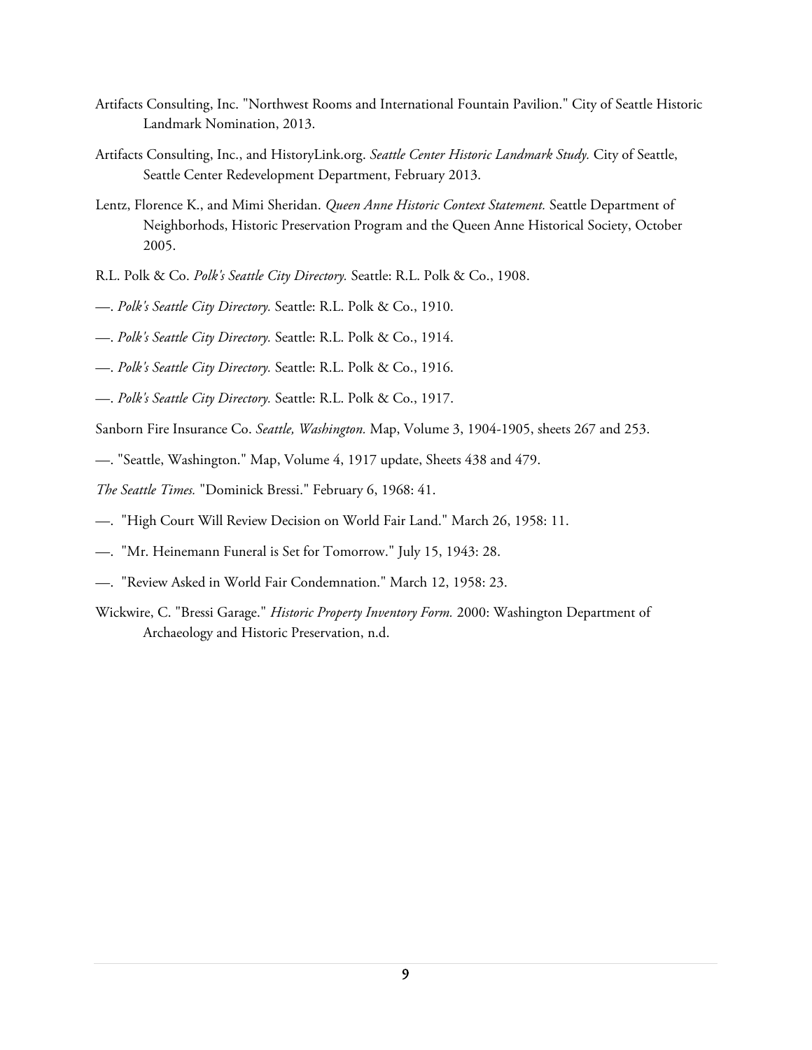Artifacts Consulting, Inc. "Northwest Rooms and International Fountain Pavilion." City of Seattle Historic Landmark Nomination, 2013.

Artifacts Consulting, Inc., and HistoryLink.org. *Seattle Center Historic Landmark Study.* City of Seattle, Seattle Center Redevelopment Department, February 2013.

Lentz, Florence K., and Mimi Sheridan. *Queen Anne Historic Context Statement.* Seattle Department of Neighborhods, Historic Preservation Program and the Queen Anne Historical Society, October 2005.

R.L. Polk & Co. *Polk's Seattle City Directory.* Seattle: R.L. Polk & Co., 1908.

—. *Polk's Seattle City Directory.* Seattle: R.L. Polk & Co., 1910.

—. *Polk's Seattle City Directory.* Seattle: R.L. Polk & Co., 1914.

—. *Polk's Seattle City Directory.* Seattle: R.L. Polk & Co., 1916.

—. *Polk's Seattle City Directory.* Seattle: R.L. Polk & Co., 1917.

Sanborn Fire Insurance Co. *Seattle, Washington.* Map, Volume 3, 1904-1905, sheets 267 and 253.

—. "Seattle, Washington." Map, Volume 4, 1917 update, Sheets 438 and 479.

*The Seattle Times.* "Dominick Bressi." February 6, 1968: 41.

—. "High Court Will Review Decision on World Fair Land." March 26, 1958: 11.

—. "Mr. Heinemann Funeral is Set for Tomorrow." July 15, 1943: 28.

—. "Review Asked in World Fair Condemnation." March 12, 1958: 23.

Wickwire, C. "Bressi Garage." *Historic Property Inventory Form.* 2000: Washington Department of Archaeology and Historic Preservation, n.d.